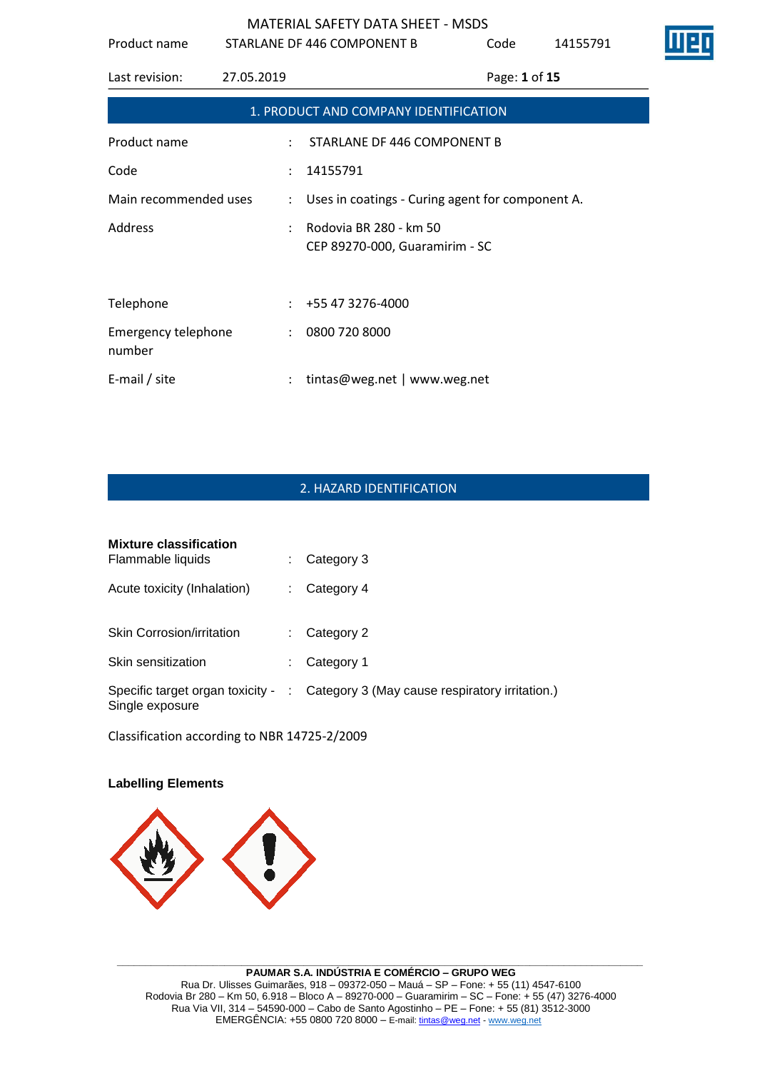## 1. PRODUCT AND COMPANY IDENTIFICATION

| | | |
|---|---|---|
| Product name | : | STARLANE DF 446 COMPONENT B |
| Code | : | 14155791 |
| Main recommended uses | : | Uses in coatings - Curing agent for component A. |
| Address | : | Rodovia BR 280 - km 50<br>CEP 89270-000, Guaramirim - SC |
| Telephone | : | +55 47 3276-4000 |
| Emergency telephone number | : | 0800 720 8000 |
| E-mail / site | : | tintas@weg.net \| www.weg.net |

## 2. HAZARD IDENTIFICATION

**Mixture classification**

| | | |
|---|---|---|
| Flammable liquids | : | Category 3 |
| Acute toxicity (Inhalation) | : | Category 4 |
| Skin Corrosion/irritation | : | Category 2 |
| Skin sensitization | : | Category 1 |
| Specific target organ toxicity - Single exposure | : | Category 3 (May cause respiratory irritation.) |

Classification according to NBR 14725-2/2009

**Labelling Elements**

PAUMAR S.A. INDÚSTRIA E COMÉRCIO – GRUPO WEG
Rua Dr. Ulisses Guimarães, 918 – 09372-050 – Mauá – SP – Fone: + 55 (11) 4547-6100
Rodovia Br 280 – Km 50, 6.918 – Bloco A – 89270-000 – Guaramirim – SC – Fone: + 55 (47) 3276-4000
Rua Via VII, 314 – 54590-000 – Cabo de Santo Agostinho – PE – Fone: + 55 (81) 3512-3000
EMERGÊNCIA: +55 0800 720 8000 – E-mail: tintas@weg.net - www.weg.net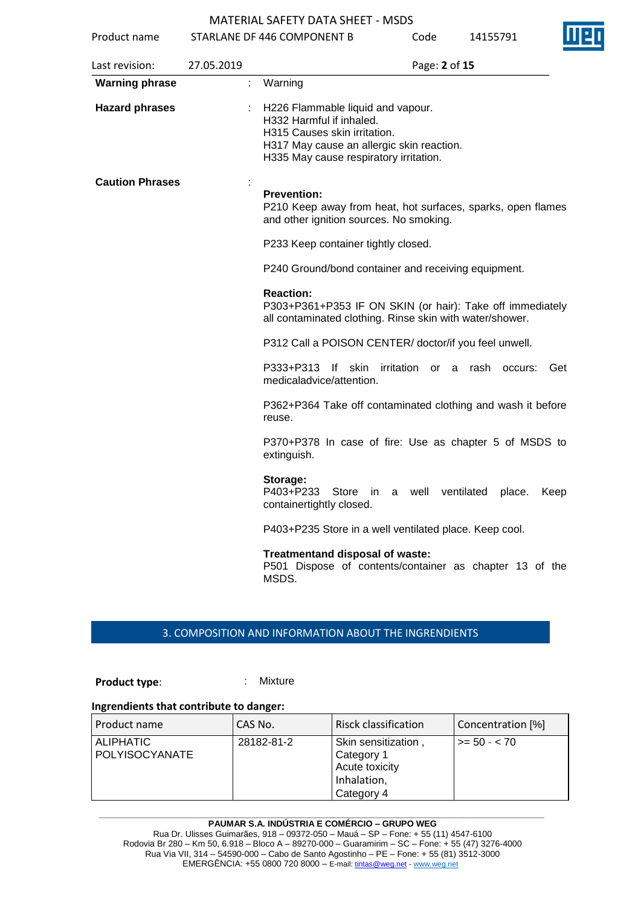**Warning phrase** : Warning

**Hazard phrases** : H226 Flammable liquid and vapour.
H332 Harmful if inhaled.
H315 Causes skin irritation.
H317 May cause an allergic skin reaction.
H335 May cause respiratory irritation.

**Caution Phrases** :

**Prevention:**
P210 Keep away from heat, hot surfaces, sparks, open flames and other ignition sources. No smoking.

P233 Keep container tightly closed.

P240 Ground/bond container and receiving equipment.

**Reaction:**
P303+P361+P353 IF ON SKIN (or hair): Take off immediately all contaminated clothing. Rinse skin with water/shower.

P312 Call a POISON CENTER/ doctor/if you feel unwell.

P333+P313 If skin irritation or a rash occurs: Get medicaladvice/attention.

P362+P364 Take off contaminated clothing and wash it before reuse.

P370+P378 In case of fire: Use as chapter 5 of MSDS to extinguish.

**Storage:**
P403+P233 Store in a well ventilated place. Keep containertightly closed.

P403+P235 Store in a well ventilated place. Keep cool.

**Treatmentand disposal of waste:**
P501 Dispose of contents/container as chapter 13 of the MSDS.

## 3. COMPOSITION AND INFORMATION ABOUT THE INGRENDIENTS

**Product type**: : Mixture

**Ingrendients that contribute to danger:**

| Product name | CAS No. | Risck classification | Concentration [%] |
|---|---|---|---|
| ALIPHATIC POLYISOCYANATE | 28182-81-2 | Skin sensitization , Category 1 Acute toxicity Inhalation, Category 4 | >= 50 - < 70 |

**PAUMAR S.A. INDÚSTRIA E COMÉRCIO – GRUPO WEG**
Rua Dr. Ulisses Guimarães, 918 – 09372-050 – Mauá – SP – Fone: + 55 (11) 4547-6100
Rodovia Br 280 – Km 50, 6.918 – Bloco A – 89270-000 – Guaramirim – SC – Fone: + 55 (47) 3276-4000
Rua Via VII, 314 – 54590-000 – Cabo de Santo Agostinho – PE – Fone: + 55 (81) 3512-3000
EMERGÊNCIA: +55 0800 720 8000 – E-mail: tintas@weg.net - www.weg.net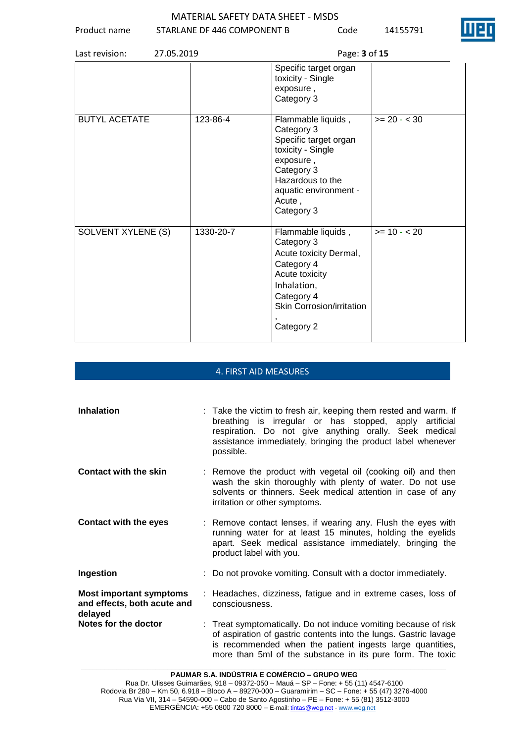|  |  | Specific target organ toxicity - Single exposure , Category 3 |  |
|---|---|---|---|
| BUTYL ACETATE | 123-86-4 | Flammable liquids , Category 3 Specific target organ toxicity - Single exposure , Category 3 Hazardous to the aquatic environment - Acute , Category 3 | >= 20 - < 30 |
| SOLVENT XYLENE (S) | 1330-20-7 | Flammable liquids , Category 3 Acute toxicity Dermal, Category 4 Acute toxicity Inhalation, Category 4 Skin Corrosion/irritation , Category 2 | >= 10 - < 20 |

## 4. FIRST AID MEASURES

**Inhalation** : Take the victim to fresh air, keeping them rested and warm. If breathing is irregular or has stopped, apply artificial respiration. Do not give anything orally. Seek medical assistance immediately, bringing the product label whenever possible.

**Contact with the skin** : Remove the product with vegetal oil (cooking oil) and then wash the skin thoroughly with plenty of water. Do not use solvents or thinners. Seek medical attention in case of any irritation or other symptoms.

**Contact with the eyes** : Remove contact lenses, if wearing any. Flush the eyes with running water for at least 15 minutes, holding the eyelids apart. Seek medical assistance immediately, bringing the product label with you.

**Ingestion** : Do not provoke vomiting. Consult with a doctor immediately.

**Most important symptoms and effects, both acute and delayed** : Headaches, dizziness, fatigue and in extreme cases, loss of consciousness.

**Notes for the doctor** : Treat symptomatically. Do not induce vomiting because of risk of aspiration of gastric contents into the lungs. Gastric lavage is recommended when the patient ingests large quantities, more than 5ml of the substance in its pure form. The toxic

**PAUMAR S.A. INDÚSTRIA E COMÉRCIO – GRUPO WEG**
Rua Dr. Ulisses Guimarães, 918 – 09372-050 – Mauá – SP – Fone: + 55 (11) 4547-6100
Rodovia Br 280 – Km 50, 6.918 – Bloco A – 89270-000 – Guaramirim – SC – Fone: + 55 (47) 3276-4000
Rua Via VII, 314 – 54590-000 – Cabo de Santo Agostinho – PE – Fone: + 55 (81) 3512-3000
EMERGÊNCIA: +55 0800 720 8000 – E-mail: tintas@weg.net - www.weg.net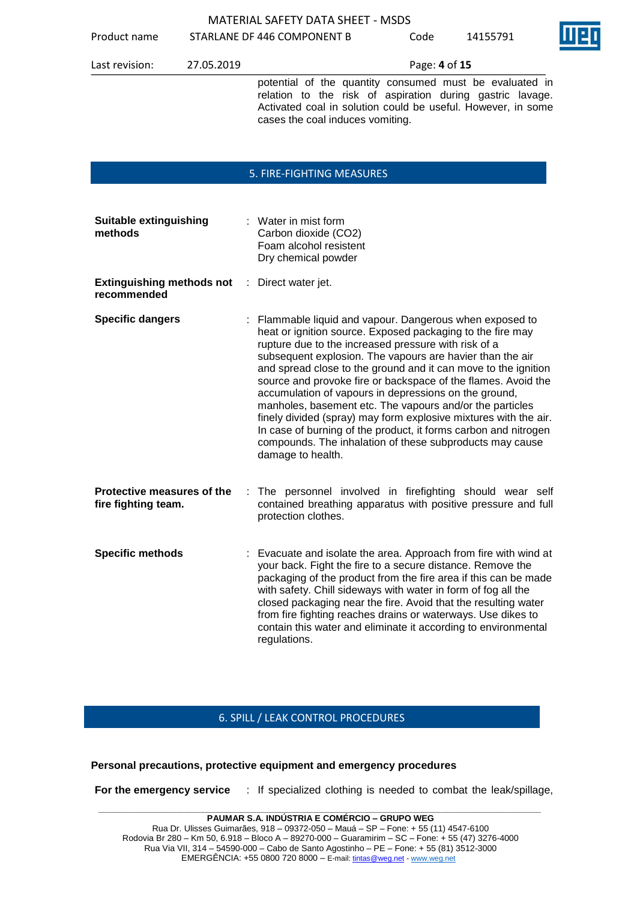potential of the quantity consumed must be evaluated in relation to the risk of aspiration during gastric lavage. Activated coal in solution could be useful. However, in some cases the coal induces vomiting.

## 5. FIRE-FIGHTING MEASURES

**Suitable extinguishing methods** : Water in mist form
Carbon dioxide ($CO_2$)
Foam alcohol resistent
Dry chemical powder

**Extinguishing methods not recommended** : Direct water jet.

**Specific dangers** : Flammable liquid and vapour. Dangerous when exposed to heat or ignition source. Exposed packaging to the fire may rupture due to the increased pressure with risk of a subsequent explosion. The vapours are havier than the air and spread close to the ground and it can move to the ignition source and provoke fire or backspace of the flames. Avoid the accumulation of vapours in depressions on the ground, manholes, basement etc. The vapours and/or the particles finely divided (spray) may form explosive mixtures with the air. In case of burning of the product, it forms carbon and nitrogen compounds. The inhalation of these subproducts may cause damage to health.

**Protective measures of the fire fighting team.** : The personnel involved in firefighting should wear self contained breathing apparatus with positive pressure and full protection clothes.

**Specific methods** : Evacuate and isolate the area. Approach from fire with wind at your back. Fight the fire to a secure distance. Remove the packaging of the product from the fire area if this can be made with safety. Chill sideways with water in form of fog all the closed packaging near the fire. Avoid that the resulting water from fire fighting reaches drains or waterways. Use dikes to contain this water and eliminate it according to environmental regulations.

## 6. SPILL / LEAK CONTROL PROCEDURES

**Personal precautions, protective equipment and emergency procedures**

**For the emergency service** : If specialized clothing is needed to combat the leak/spillage,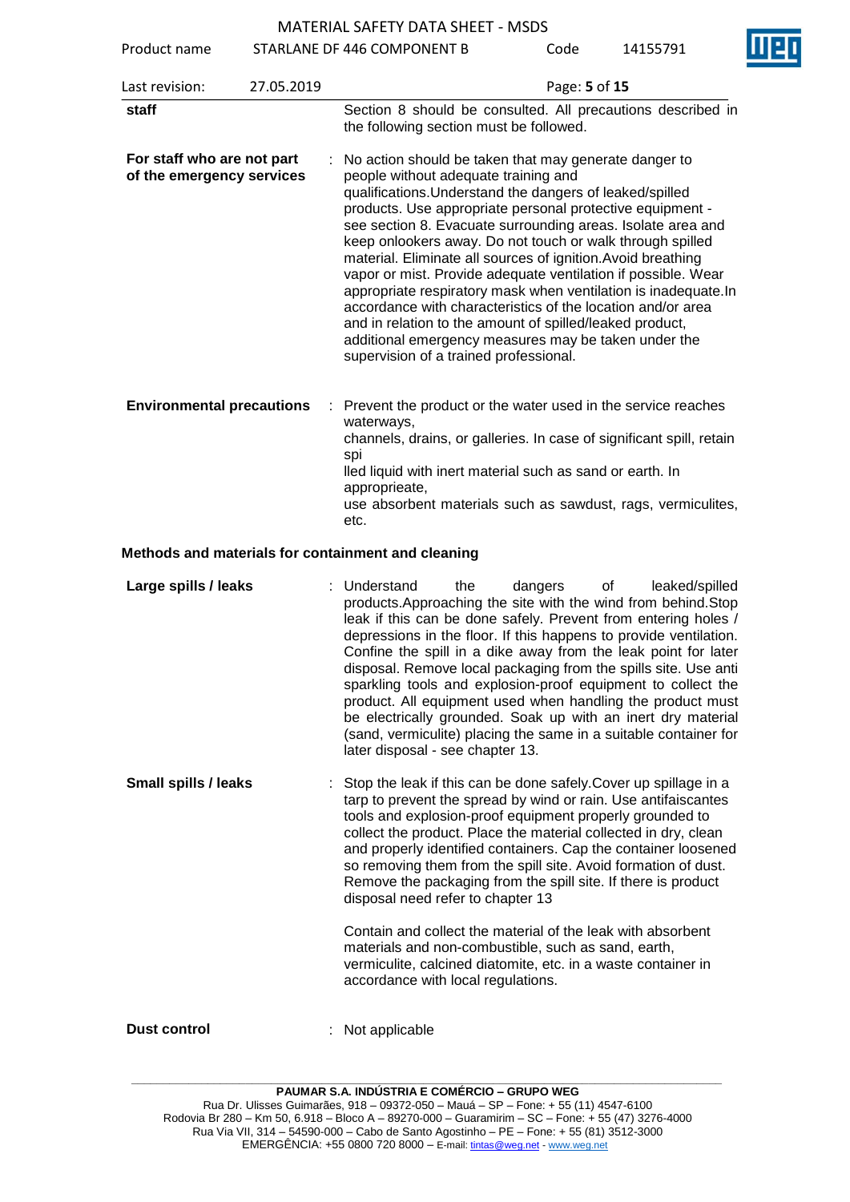| | | |
|---|---|---|
| **staff** | | Section 8 should be consulted. All precautions described in the following section must be followed. |
| **For staff who are not part of the emergency services** | : | No action should be taken that may generate danger to people without adequate training and qualifications.Understand the dangers of leaked/spilled products. Use appropriate personal protective equipment - see section 8. Evacuate surrounding areas. Isolate area and keep onlookers away. Do not touch or walk through spilled material. Eliminate all sources of ignition.Avoid breathing vapor or mist. Provide adequate ventilation if possible. Wear appropriate respiratory mask when ventilation is inadequate.In accordance with characteristics of the location and/or area and in relation to the amount of spilled/leaked product, additional emergency measures may be taken under the supervision of a trained professional. |
| **Environmental precautions** | : | Prevent the product or the water used in the service reaches waterways, channels, drains, or galleries. In case of significant spill, retain spi lled liquid with inert material such as sand or earth. In approprieate, use absorbent materials such as sawdust, rags, vermiculites, etc. |

**Methods and materials for containment and cleaning**

| | | |
|---|---|---|
| **Large spills / leaks** | : | Understand the dangers of leaked/spilled products.Approaching the site with the wind from behind.Stop leak if this can be done safely. Prevent from entering holes / depressions in the floor. If this happens to provide ventilation. Confine the spill in a dike away from the leak point for later disposal. Remove local packaging from the spills site. Use anti sparkling tools and explosion-proof equipment to collect the product. All equipment used when handling the product must be electrically grounded. Soak up with an inert dry material (sand, vermiculite) placing the same in a suitable container for later disposal - see chapter 13. |
| **Small spills / leaks** | : | Stop the leak if this can be done safely.Cover up spillage in a tarp to prevent the spread by wind or rain. Use antifaiscantes tools and explosion-proof equipment properly grounded to collect the product. Place the material collected in dry, clean and properly identified containers. Cap the container loosened so removing them from the spill site. Avoid formation of dust. Remove the packaging from the spill site. If there is product disposal need refer to chapter 13<br><br>Contain and collect the material of the leak with absorbent materials and non-combustible, such as sand, earth, vermiculite, calcined diatomite, etc. in a waste container in accordance with local regulations. |
| **Dust control** | : | Not applicable |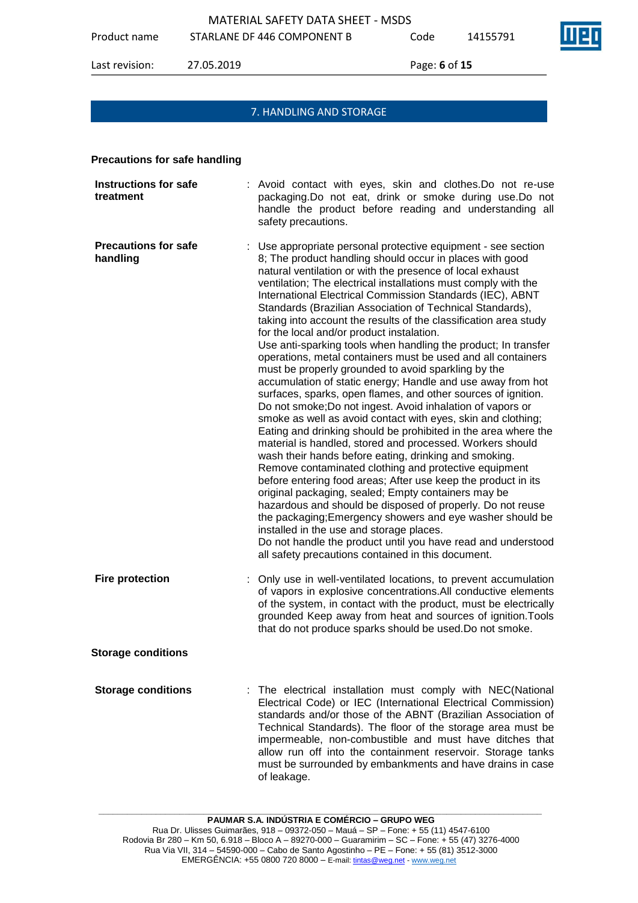## 7. HANDLING AND STORAGE

### Precautions for safe handling

**Instructions for safe treatment** : Avoid contact with eyes, skin and clothes.Do not re-use packaging.Do not eat, drink or smoke during use.Do not handle the product before reading and understanding all safety precautions.

**Precautions for safe handling** : Use appropriate personal protective equipment - see section 8; The product handling should occur in places with good natural ventilation or with the presence of local exhaust ventilation; The electrical installations must comply with the International Electrical Commission Standards (IEC), ABNT Standards (Brazilian Association of Technical Standards), taking into account the results of the classification area study for the local and/or product instalation.
Use anti-sparking tools when handling the product; In transfer operations, metal containers must be used and all containers must be properly grounded to avoid sparkling by the accumulation of static energy; Handle and use away from hot surfaces, sparks, open flames, and other sources of ignition. Do not smoke;Do not ingest. Avoid inhalation of vapors or smoke as well as avoid contact with eyes, skin and clothing; Eating and drinking should be prohibited in the area where the material is handled, stored and processed. Workers should wash their hands before eating, drinking and smoking. Remove contaminated clothing and protective equipment before entering food areas; After use keep the product in its original packaging, sealed; Empty containers may be hazardous and should be disposed of properly. Do not reuse the packaging;Emergency showers and eye washer should be installed in the use and storage places.
Do not handle the product until you have read and understood all safety precautions contained in this document.

**Fire protection** : Only use in well-ventilated locations, to prevent accumulation of vapors in explosive concentrations.All conductive elements of the system, in contact with the product, must be electrically grounded Keep away from heat and sources of ignition.Tools that do not produce sparks should be used.Do not smoke.

### Storage conditions

**Storage conditions** : The electrical installation must comply with NEC(National Electrical Code) or IEC (International Electrical Commission) standards and/or those of the ABNT (Brazilian Association of Technical Standards). The floor of the storage area must be impermeable, non-combustible and must have ditches that allow run off into the containment reservoir. Storage tanks must be surrounded by embankments and have drains in case of leakage.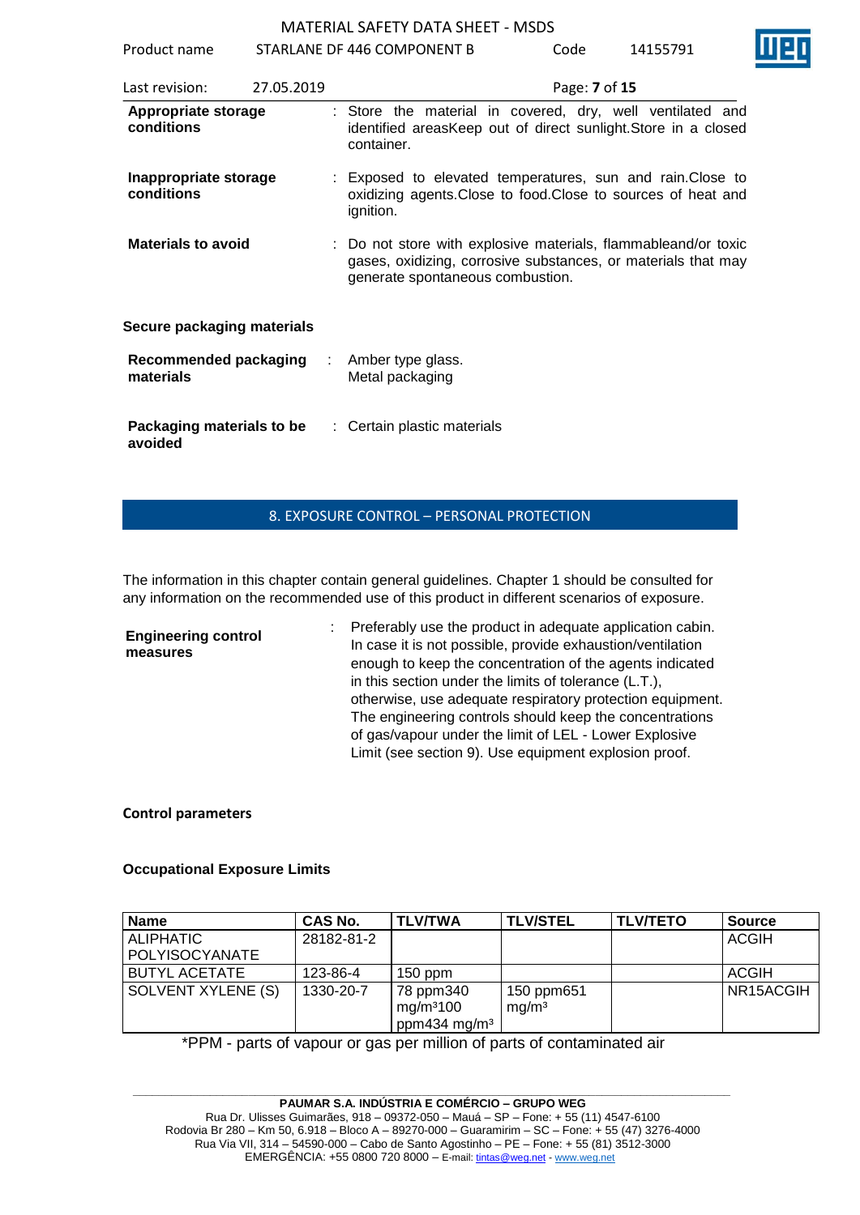**Appropriate storage conditions** : Store the material in covered, dry, well ventilated and identified areasKeep out of direct sunlight.Store in a closed container.

**Inappropriate storage conditions** : Exposed to elevated temperatures, sun and rain.Close to oxidizing agents.Close to food.Close to sources of heat and ignition.

**Materials to avoid** : Do not store with explosive materials, flammableand/or toxic gases, oxidizing, corrosive substances, or materials that may generate spontaneous combustion.

**Secure packaging materials**

**Recommended packaging materials** : Amber type glass.
Metal packaging

**Packaging materials to be avoided** : Certain plastic materials

## 8. EXPOSURE CONTROL – PERSONAL PROTECTION

The information in this chapter contain general guidelines. Chapter 1 should be consulted for any information on the recommended use of this product in different scenarios of exposure.

**Engineering control measures** : Preferably use the product in adequate application cabin. In case it is not possible, provide exhaustion/ventilation enough to keep the concentration of the agents indicated in this section under the limits of tolerance (L.T.), otherwise, use adequate respiratory protection equipment. The engineering controls should keep the concentrations of gas/vapour under the limit of LEL - Lower Explosive Limit (see section 9). Use equipment explosion proof.

**Control parameters**

**Occupational Exposure Limits**

| Name | CAS No. | TLV/TWA | TLV/STEL | TLV/TETO | Source |
|---|---|---|---|---|---|
| ALIPHATIC POLYISOCYANATE | 28182-81-2 | | | | ACGIH |
| BUTYL ACETATE | 123-86-4 | 150 ppm | | | ACGIH |
| SOLVENT XYLENE (S) | 1330-20-7 | 78 ppm340 mg/m³100 ppm434 mg/m³ | 150 ppm651 mg/m³ | | NR15ACGIH |

*PPM - parts of vapour or gas per million of parts of contaminated air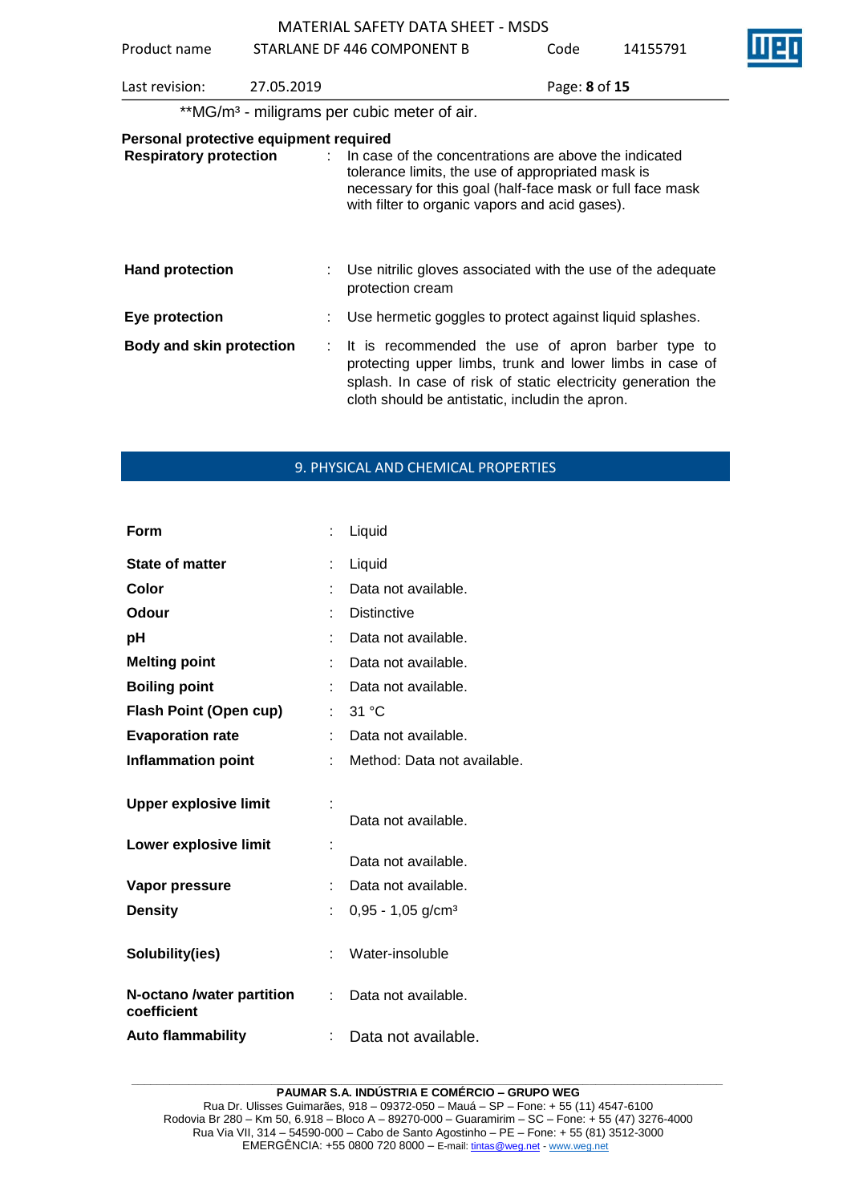**MG/m³ - miligrams per cubic meter of air.

**Personal protective equipment required**

| | | |
|---|---|---|
| **Respiratory protection** | : | In case of the concentrations are above the indicated tolerance limits, the use of appropriated mask is necessary for this goal (half-face mask or full face mask with filter to organic vapors and acid gases). |
| **Hand protection** | : | Use nitrilic gloves associated with the use of the adequate protection cream |
| **Eye protection** | : | Use hermetic goggles to protect against liquid splashes. |
| **Body and skin protection** | : | It is recommended the use of apron barber type to protecting upper limbs, trunk and lower limbs in case of splash. In case of risk of static electricity generation the cloth should be antistatic, includin the apron. |

## 9. PHYSICAL AND CHEMICAL PROPERTIES

| | | |
|---|---|---|
| **Form** | : | Liquid |
| **State of matter** | : | Liquid |
| **Color** | : | Data not available. |
| **Odour** | : | Distinctive |
| **pH** | : | Data not available. |
| **Melting point** | : | Data not available. |
| **Boiling point** | : | Data not available. |
| **Flash Point (Open cup)** | : | 31 °C |
| **Evaporation rate** | : | Data not available. |
| **Inflammation point** | : | Method: Data not available. |
| **Upper explosive limit** | : | Data not available. |
| **Lower explosive limit** | : | Data not available. |
| **Vapor pressure** | : | Data not available. |
| **Density** | : | 0,95 - 1,05 g/cm³ |
| **Solubility(ies)** | : | Water-insoluble |
| **N-octano /water partition coefficient** | : | Data not available. |
| **Auto flammability** | : | Data not available. |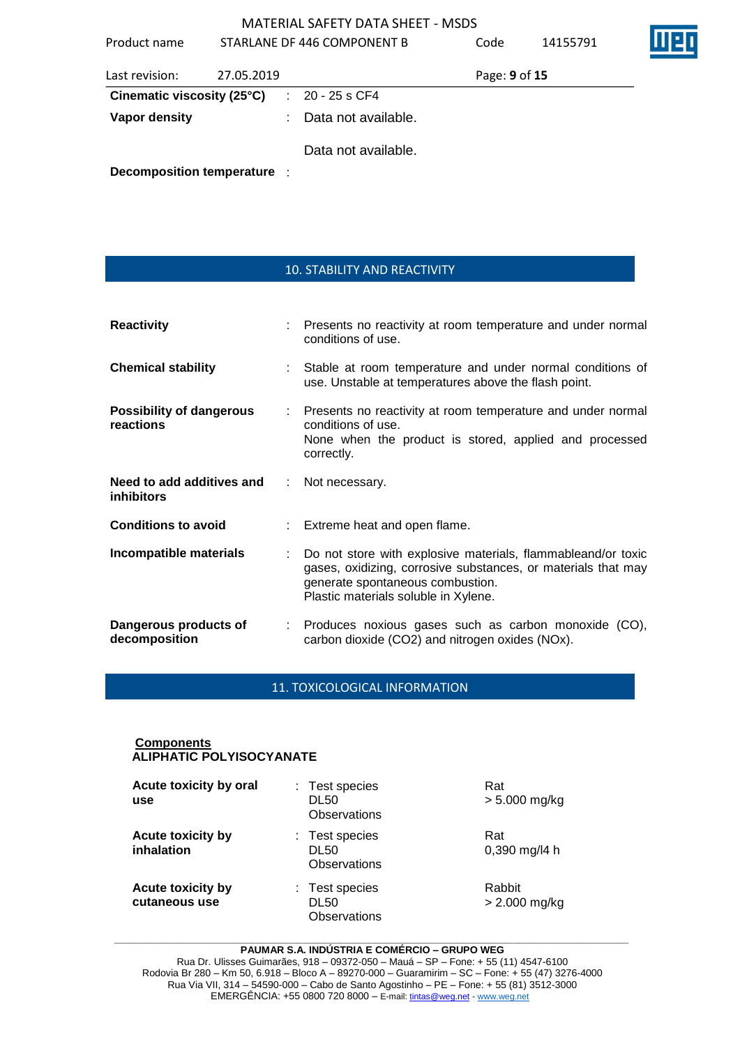| | | |
|---|---|---|
| **Cinematic viscosity (25°C)** | : | 20 - 25 s CF4 |
| **Vapor density** | : | Data not available. |
| **Decomposition temperature** | : | Data not available. |

## 10. STABILITY AND REACTIVITY

| | | |
|---|---|---|
| **Reactivity** | : | Presents no reactivity at room temperature and under normal conditions of use. |
| **Chemical stability** | : | Stable at room temperature and under normal conditions of use. Unstable at temperatures above the flash point. |
| **Possibility of dangerous reactions** | : | Presents no reactivity at room temperature and under normal conditions of use.<br>None when the product is stored, applied and processed correctly. |
| **Need to add additives and inhibitors** | : | Not necessary. |
| **Conditions to avoid** | : | Extreme heat and open flame. |
| **Incompatible materials** | : | Do not store with explosive materials, flammableand/or toxic gases, oxidizing, corrosive substances, or materials that may generate spontaneous combustion.<br>Plastic materials soluble in Xylene. |
| **Dangerous products of decomposition** | : | Produces noxious gases such as carbon monoxide (CO), carbon dioxide ($CO_2$) and nitrogen oxides (NOx). |

## 11. TOXICOLOGICAL INFORMATION

**Components**

**ALIPHATIC POLYISOCYANATE**

| | | | |
|---|---|---|---|
| **Acute toxicity by oral use** | : | Test species<br>DL50<br>Observations | Rat<br>> 5.000 mg/kg |
| **Acute toxicity by inhalation** | : | Test species<br>DL50<br>Observations | Rat<br>0,390 mg/l4 h |
| **Acute toxicity by cutaneous use** | : | Test species<br>DL50<br>Observations | Rabbit<br>> 2.000 mg/kg |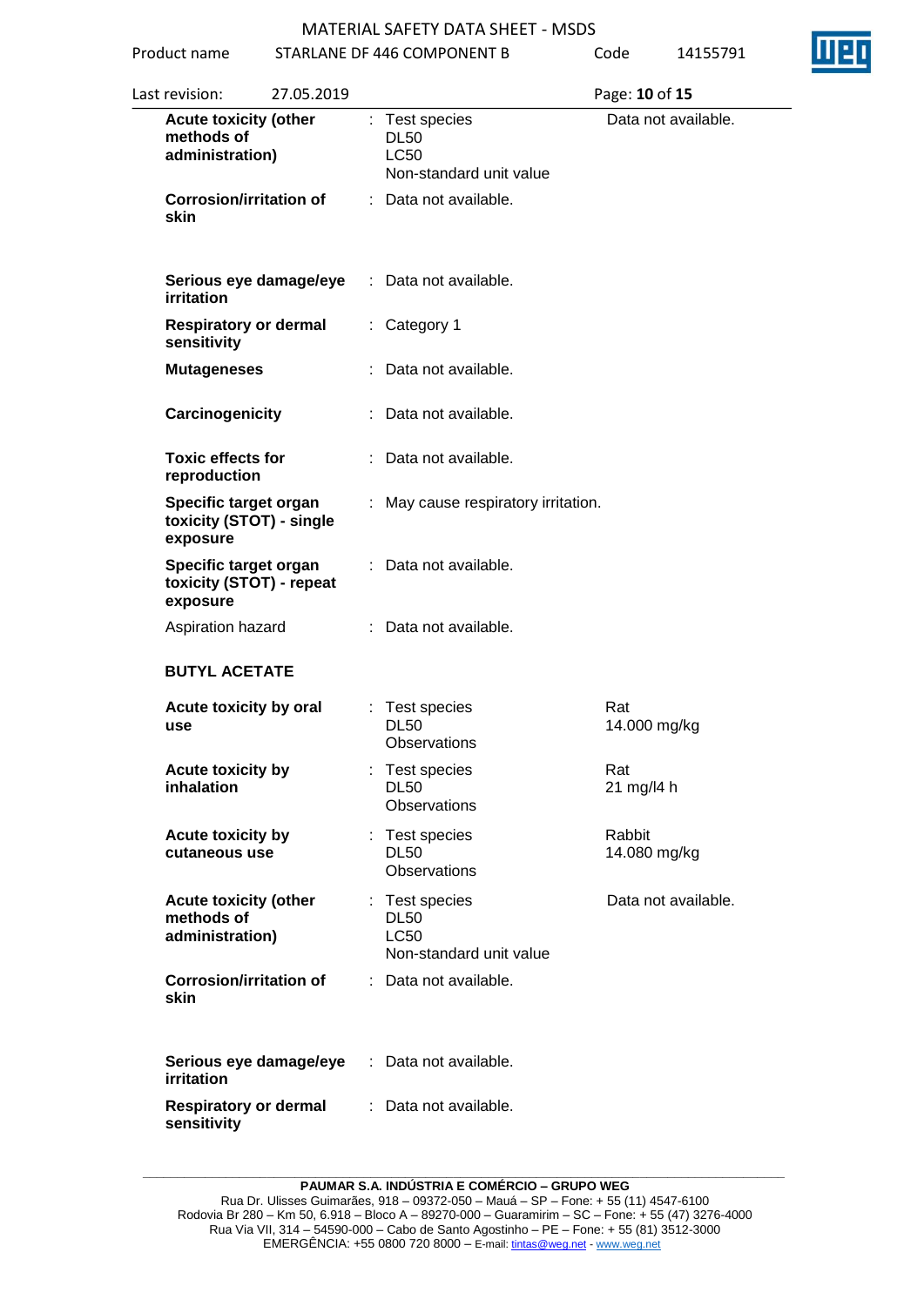| | | | |
|---|---|---|---|
| **Acute toxicity (other methods of administration)** | : | Test species<br>DL50<br>LC50<br>Non-standard unit value | Data not available. |
| **Corrosion/irritation of skin** | : | Data not available. | |
| **Serious eye damage/eye irritation** | : | Data not available. | |
| **Respiratory or dermal sensitivity** | : | Category 1 | |
| **Mutageneses** | : | Data not available. | |
| **Carcinogenicity** | : | Data not available. | |
| **Toxic effects for reproduction** | : | Data not available. | |
| **Specific target organ toxicity (STOT) - single exposure** | : | May cause respiratory irritation. | |
| **Specific target organ toxicity (STOT) - repeat exposure** | : | Data not available. | |
| Aspiration hazard | : | Data not available. | |

**BUTYL ACETATE**

| | | | |
|---|---|---|---|
| **Acute toxicity by oral use** | : | Test species<br>DL50<br>Observations | Rat<br>14.000 mg/kg |
| **Acute toxicity by inhalation** | : | Test species<br>DL50<br>Observations | Rat<br>21 mg/l4 h |
| **Acute toxicity by cutaneous use** | : | Test species<br>DL50<br>Observations | Rabbit<br>14.080 mg/kg |
| **Acute toxicity (other methods of administration)** | : | Test species<br>DL50<br>LC50<br>Non-standard unit value | Data not available. |
| **Corrosion/irritation of skin** | : | Data not available. | |
| **Serious eye damage/eye irritation** | : | Data not available. | |
| **Respiratory or dermal sensitivity** | : | Data not available. | |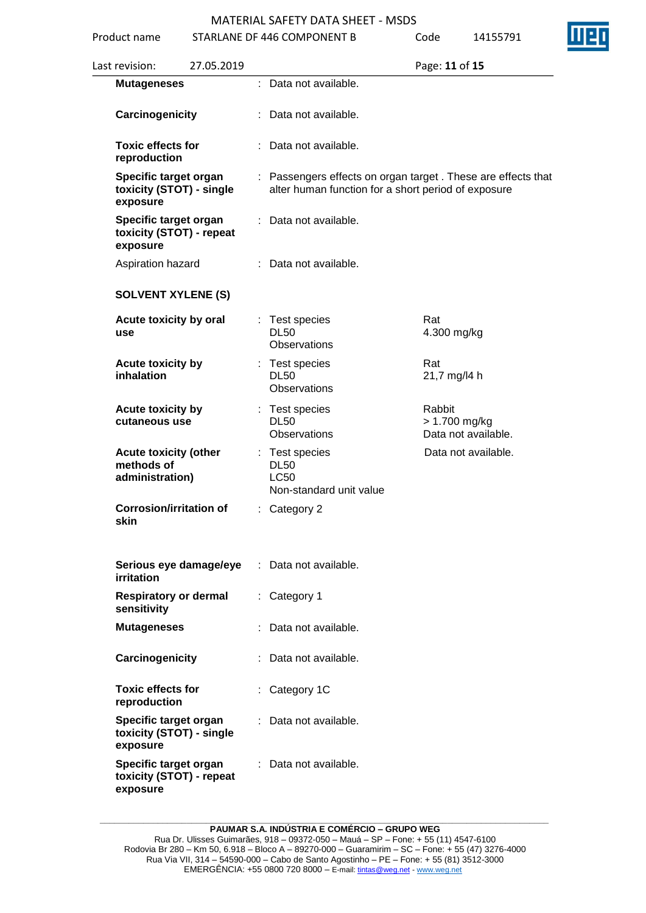| | | | |
|---|---|---|---|
| **Mutageneses** | : | Data not available. | |
| **Carcinogenicity** | : | Data not available. | |
| **Toxic effects for reproduction** | : | Data not available. | |
| **Specific target organ toxicity (STOT) - single exposure** | : | Passengers effects on organ target . These are effects that alter human function for a short period of exposure | |
| **Specific target organ toxicity (STOT) - repeat exposure** | : | Data not available. | |
| Aspiration hazard | : | Data not available. | |

**SOLVENT XYLENE (S)**

| | | | |
|---|---|---|---|
| **Acute toxicity by oral use** | : | Test species<br>DL50<br>Observations | Rat<br>4.300 mg/kg |
| **Acute toxicity by inhalation** | : | Test species<br>DL50<br>Observations | Rat<br>21,7 mg/l4 h |
| **Acute toxicity by cutaneous use** | : | Test species<br>DL50<br>Observations | Rabbit<br>> 1.700 mg/kg<br>Data not available. |
| **Acute toxicity (other methods of administration)** | : | Test species<br>DL50<br>LC50<br>Non-standard unit value | Data not available. |
| **Corrosion/irritation of skin** | : | Category 2 | |
| **Serious eye damage/eye irritation** | : | Data not available. | |
| **Respiratory or dermal sensitivity** | : | Category 1 | |
| **Mutageneses** | : | Data not available. | |
| **Carcinogenicity** | : | Data not available. | |
| **Toxic effects for reproduction** | : | Category 1C | |
| **Specific target organ toxicity (STOT) - single exposure** | : | Data not available. | |
| **Specific target organ toxicity (STOT) - repeat exposure** | : | Data not available. | |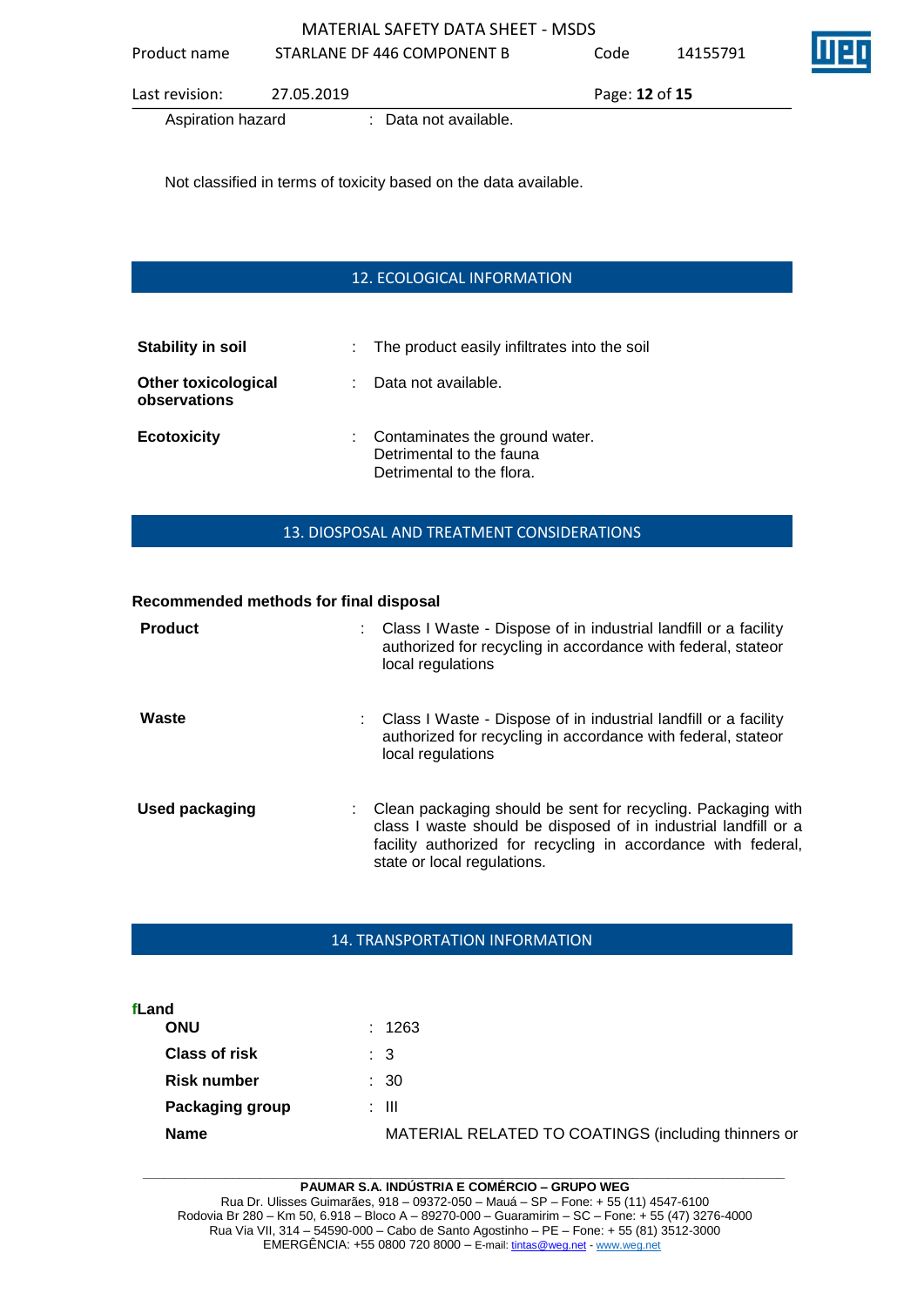Aspiration hazard : Data not available.

Not classified in terms of toxicity based on the data available.

## 12. ECOLOGICAL INFORMATION

**Stability in soil** : The product easily infiltrates into the soil

**Other toxicological observations** : Data not available.

**Ecotoxicity** : Contaminates the ground water.
Detrimental to the fauna
Detrimental to the flora.

## 13. DIOSPOSAL AND TREATMENT CONSIDERATIONS

**Recommended methods for final disposal**

**Product** : Class I Waste - Dispose of in industrial landfill or a facility authorized for recycling in accordance with federal, stateor local regulations

**Waste** : Class I Waste - Dispose of in industrial landfill or a facility authorized for recycling in accordance with federal, stateor local regulations

**Used packaging** : Clean packaging should be sent for recycling. Packaging with class I waste should be disposed of in industrial landfill or a facility authorized for recycling in accordance with federal, state or local regulations.

## 14. TRANSPORTATION INFORMATION

**fLand**

**ONU** : 1263

**Class of risk** : 3

**Risk number** : 30

**Packaging group** : III

**Name** MATERIAL RELATED TO COATINGS (including thinners or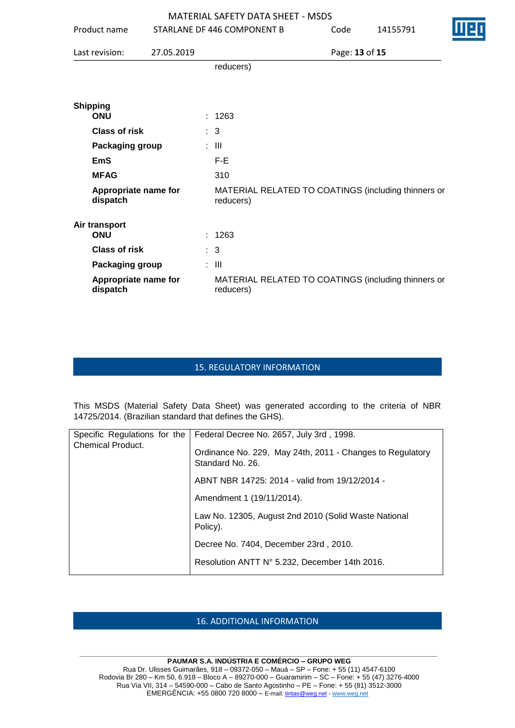reducers)

**Shipping**

| | | |
|---|---|---|
| **ONU** | : | 1263 |
| **Class of risk** | : | 3 |
| **Packaging group** | : | III |
| **EmS** | | F-E |
| **MFAG** | | 310 |
| **Appropriate name for dispatch** | | MATERIAL RELATED TO COATINGS (including thinners or reducers) |

**Air transport**

| | | |
|---|---|---|
| **ONU** | : | 1263 |
| **Class of risk** | : | 3 |
| **Packaging group** | : | III |
| **Appropriate name for dispatch** | | MATERIAL RELATED TO COATINGS (including thinners or reducers) |

## 15. REGULATORY INFORMATION

This MSDS (Material Safety Data Sheet) was generated according to the criteria of NBR 14725/2014. (Brazilian standard that defines the GHS).

| | |
|---|---|
| Specific Regulations for the Chemical Product. | Federal Decree No. 2657, July 3rd , 1998.<br>Ordinance No. 229, May 24th, 2011 - Changes to Regulatory Standard No. 26.<br>ABNT NBR 14725: 2014 - valid from 19/12/2014 -<br>Amendment 1 (19/11/2014).<br>Law No. 12305, August 2nd 2010 (Solid Waste National Policy).<br>Decree No. 7404, December 23rd , 2010.<br>Resolution ANTT N° 5.232, December 14th 2016. |

## 16. ADDITIONAL INFORMATION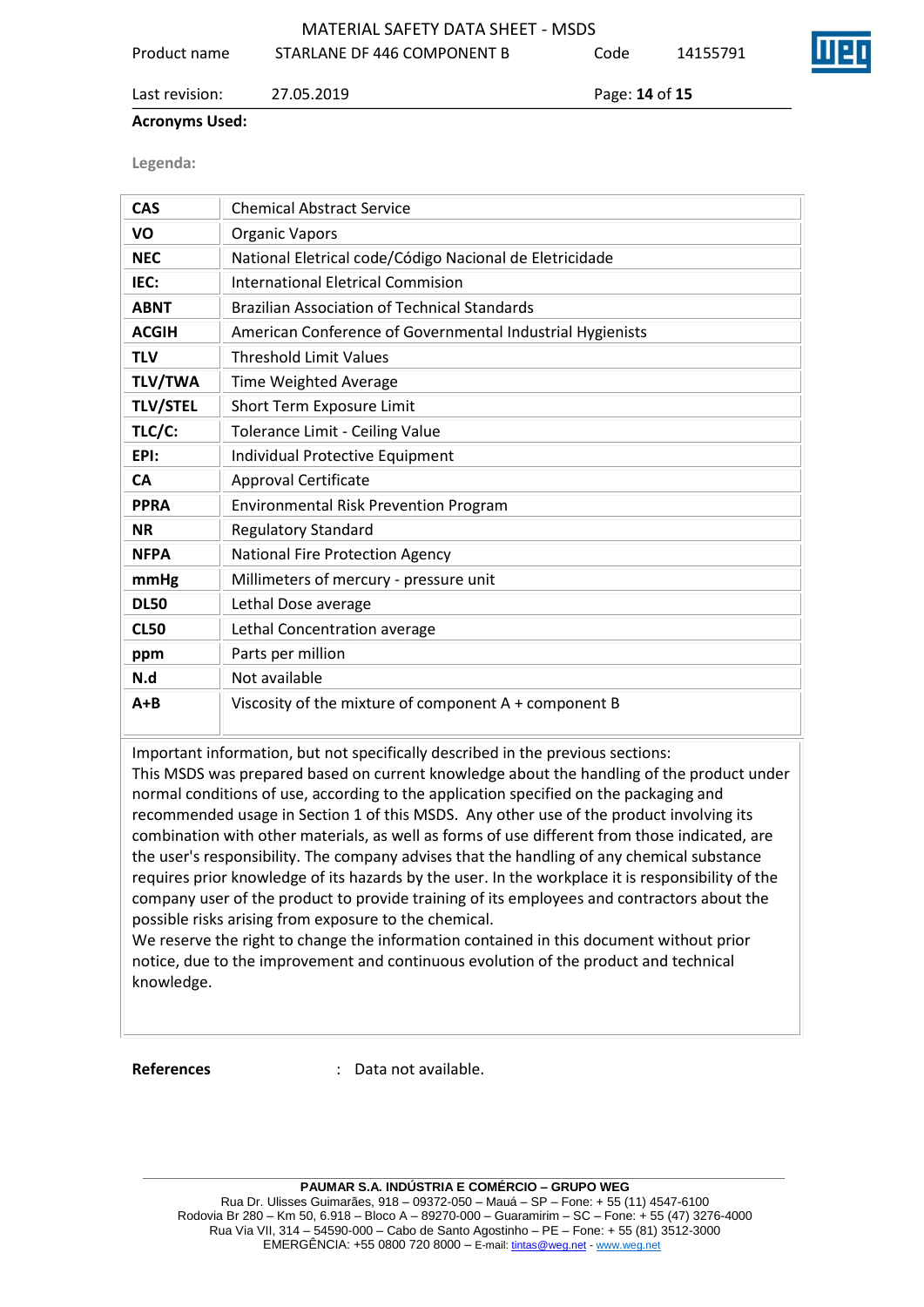**Acronyms Used:**

**Legenda:**

| | |
|---|---|
| **CAS** | Chemical Abstract Service |
| **VO** | Organic Vapors |
| **NEC** | National Eletrical code/Código Nacional de Eletricidade |
| **IEC:** | International Eletrical Commision |
| **ABNT** | Brazilian Association of Technical Standards |
| **ACGIH** | American Conference of Governmental Industrial Hygienists |
| **TLV** | Threshold Limit Values |
| **TLV/TWA** | Time Weighted Average |
| **TLV/STEL** | Short Term Exposure Limit |
| **TLC/C:** | Tolerance Limit - Ceiling Value |
| **EPI:** | Individual Protective Equipment |
| **CA** | Approval Certificate |
| **PPRA** | Environmental Risk Prevention Program |
| **NR** | Regulatory Standard |
| **NFPA** | National Fire Protection Agency |
| **mmHg** | Millimeters of mercury - pressure unit |
| **DL50** | Lethal Dose average |
| **CL50** | Lethal Concentration average |
| **ppm** | Parts per million |
| **N.d** | Not available |
| **A+B** | Viscosity of the mixture of component A + component B |

Important information, but not specifically described in the previous sections:
This MSDS was prepared based on current knowledge about the handling of the product under normal conditions of use, according to the application specified on the packaging and recommended usage in Section 1 of this MSDS. Any other use of the product involving its combination with other materials, as well as forms of use different from those indicated, are the user's responsibility. The company advises that the handling of any chemical substance requires prior knowledge of its hazards by the user. In the workplace it is responsibility of the company user of the product to provide training of its employees and contractors about the possible risks arising from exposure to the chemical.
We reserve the right to change the information contained in this document without prior notice, due to the improvement and continuous evolution of the product and technical knowledge.

**References** : Data not available.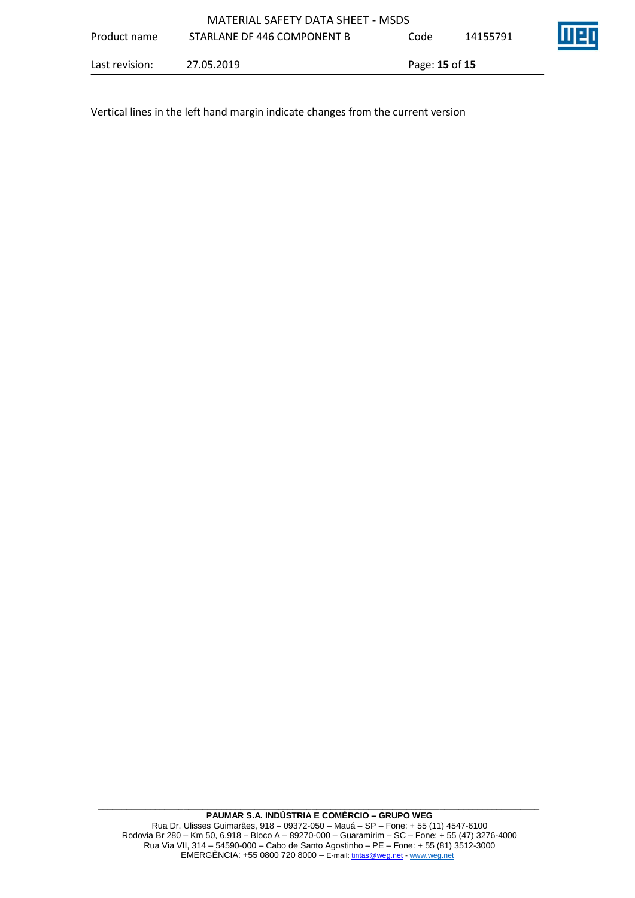Vertical lines in the left hand margin indicate changes from the current version